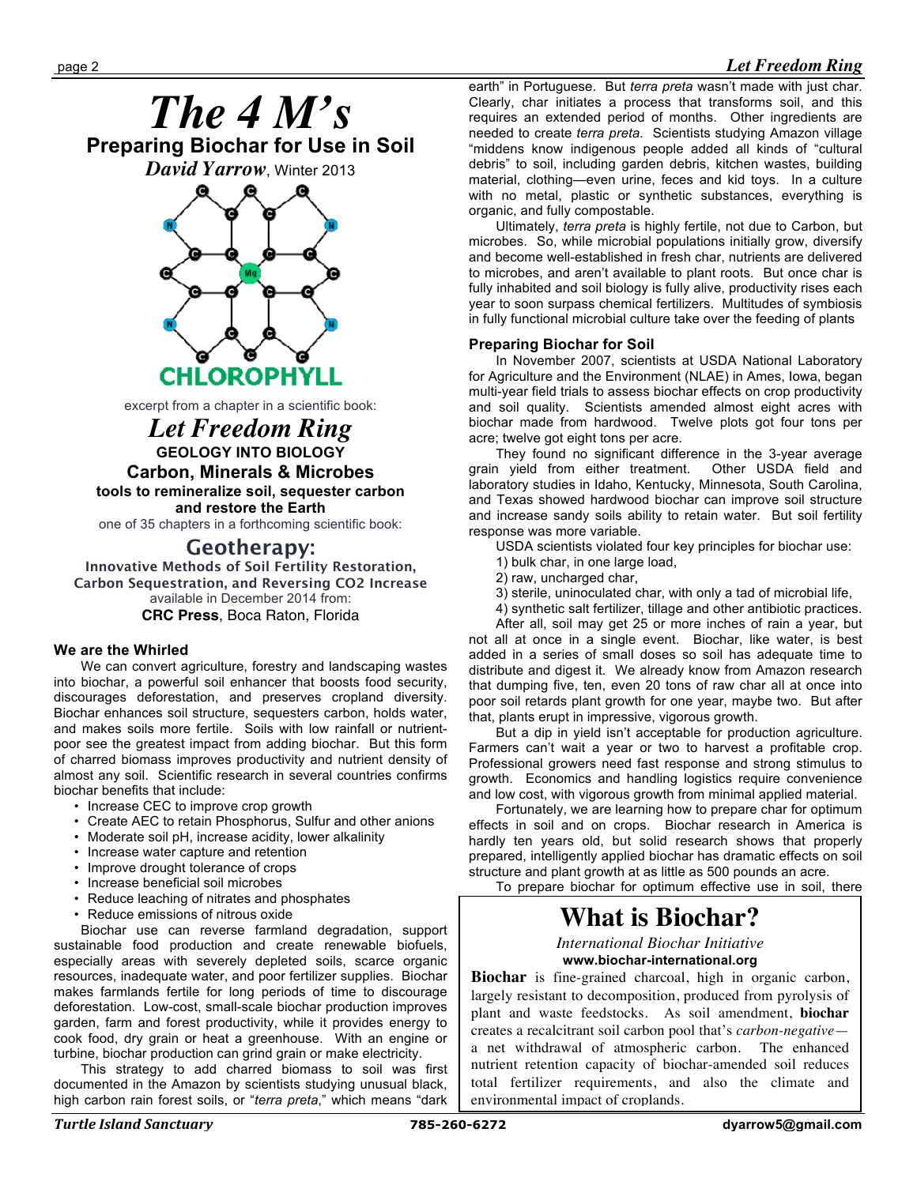# The 4 M's

## Preparing Biochar for Use in Soil

*David Yarrow*, Winter 2013

CHLOROPHYLL

excerpt from a chapter in a scientific book:

## *Let Freedom Ring*

**GEOLOGY INTO BIOLOGY**

**Carbon, Minerals & Microbes**

**tools to remineralize soil, sequester carbon and restore the Earth**

one of 35 chapters in a forthcoming scientific book:

## Geotherapy:

**Innovative Methods of Soil Fertility Restoration, Carbon Sequestration, and Reversing CO2 Increase**

available in December 2014 from:

**CRC Press**, Boca Raton, Florida

### We are the Whirled

We can convert agriculture, forestry and landscaping wastes into biochar, a powerful soil enhancer that boosts food security, discourages deforestation, and preserves cropland diversity. Biochar enhances soil structure, sequesters carbon, holds water, and makes soils more fertile. Soils with low rainfall or nutrient-poor see the greatest impact from adding biochar. But this form of charred biomass improves productivity and nutrient density of almost any soil. Scientific research in several countries confirms biochar benefits that include:

- Increase CEC to improve crop growth
- Create AEC to retain Phosphorus, Sulfur and other anions
- Moderate soil pH, increase acidity, lower alkalinity
- Increase water capture and retention
- Improve drought tolerance of crops
- Increase beneficial soil microbes
- Reduce leaching of nitrates and phosphates
- Reduce emissions of nitrous oxide

Biochar use can reverse farmland degradation, support sustainable food production and create renewable biofuels, especially areas with severely depleted soils, scarce organic resources, inadequate water, and poor fertilizer supplies. Biochar makes farmlands fertile for long periods of time to discourage deforestation. Low-cost, small-scale biochar production improves garden, farm and forest productivity, while it provides energy to cook food, dry grain or heat a greenhouse. With an engine or turbine, biochar production can grind grain or make electricity.

This strategy to add charred biomass to soil was first documented in the Amazon by scientists studying unusual black, high carbon rain forest soils, or "*terra preta*," which means "dark earth" in Portuguese. But *terra preta* wasn't made with just char. Clearly, char initiates a process that transforms soil, and this requires an extended period of months. Other ingredients are needed to create *terra preta*. Scientists studying Amazon village "middens know indigenous people added all kinds of "cultural debris" to soil, including garden debris, kitchen wastes, building material, clothing—even urine, feces and kid toys. In a culture with no metal, plastic or synthetic substances, everything is organic, and fully compostable.

Ultimately, *terra preta* is highly fertile, not due to Carbon, but microbes. So, while microbial populations initially grow, diversify and become well-established in fresh char, nutrients are delivered to microbes, and aren't available to plant roots. But once char is fully inhabited and soil biology is fully alive, productivity rises each year to soon surpass chemical fertilizers. Multitudes of symbiosis in fully functional microbial culture take over the feeding of plants

### Preparing Biochar for Soil

In November 2007, scientists at USDA National Laboratory for Agriculture and the Environment (NLAE) in Ames, Iowa, began multi-year field trials to assess biochar effects on crop productivity and soil quality. Scientists amended almost eight acres with biochar made from hardwood. Twelve plots got four tons per acre; twelve got eight tons per acre.

They found no significant difference in the 3-year average grain yield from either treatment. Other USDA field and laboratory studies in Idaho, Kentucky, Minnesota, South Carolina, and Texas showed hardwood biochar can improve soil structure and increase sandy soils ability to retain water. But soil fertility response was more variable.

USDA scientists violated four key principles for biochar use:

1) bulk char, in one large load,
2) raw, uncharged char,
3) sterile, uninoculated char, with only a tad of microbial life,
4) synthetic salt fertilizer, tillage and other antibiotic practices.

After all, soil may get 25 or more inches of rain a year, but not all at once in a single event. Biochar, like water, is best added in a series of small doses so soil has adequate time to distribute and digest it. We already know from Amazon research that dumping five, ten, even 20 tons of raw char all at once into poor soil retards plant growth for one year, maybe two. But after that, plants erupt in impressive, vigorous growth.

But a dip in yield isn't acceptable for production agriculture. Farmers can't wait a year or two to harvest a profitable crop. Professional growers need fast response and strong stimulus to growth. Economics and handling logistics require convenience and low cost, with vigorous growth from minimal applied material.

Fortunately, we are learning how to prepare char for optimum effects in soil and on crops. Biochar research in America is hardly ten years old, but solid research shows that properly prepared, intelligently applied biochar has dramatic effects on soil structure and plant growth at as little as 500 pounds an acre.

To prepare biochar for optimum effective use in soil, there

## What is Biochar?

*International Biochar Initiative*

**www.biochar-international.org**

**Biochar** is fine-grained charcoal, high in organic carbon, largely resistant to decomposition, produced from pyrolysis of plant and waste feedstocks. As soil amendment, **biochar** creates a recalcitrant soil carbon pool that's *carbon-negative*—a net withdrawal of atmospheric carbon. The enhanced nutrient retention capacity of biochar-amended soil reduces total fertilizer requirements, and also the climate and environmental impact of croplands.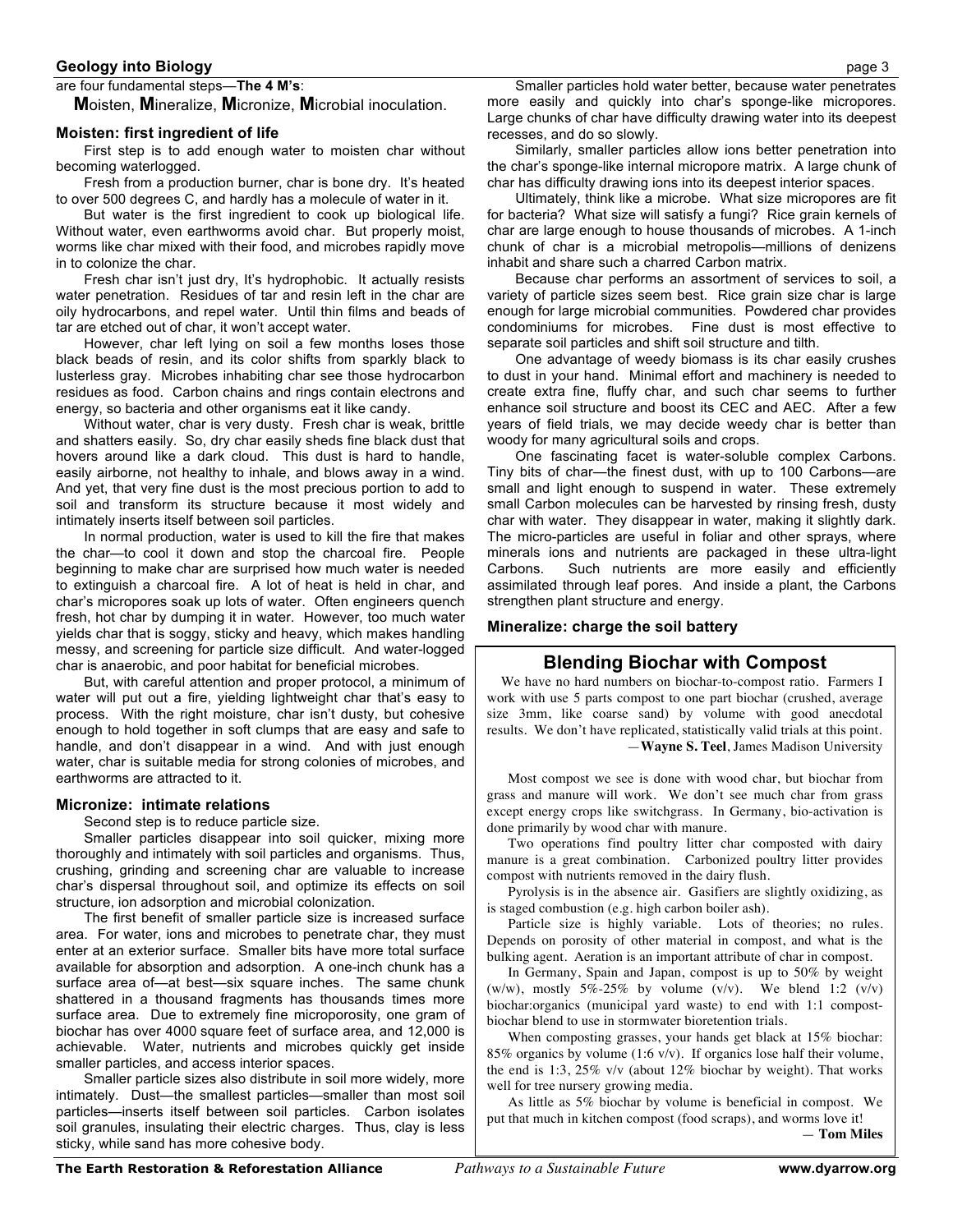are four fundamental steps—**The 4 M's**:

**M**oisten, **M**ineralize, **M**icronize, **M**icrobial inoculation.

### Moisten: first ingredient of life

First step is to add enough water to moisten char without becoming waterlogged.

Fresh from a production burner, char is bone dry. It's heated to over 500 degrees C, and hardly has a molecule of water in it.

But water is the first ingredient to cook up biological life. Without water, even earthworms avoid char. But properly moist, worms like char mixed with their food, and microbes rapidly move in to colonize the char.

Fresh char isn't just dry, It's hydrophobic. It actually resists water penetration. Residues of tar and resin left in the char are oily hydrocarbons, and repel water. Until thin films and beads of tar are etched out of char, it won't accept water.

However, char left lying on soil a few months loses those black beads of resin, and its color shifts from sparkly black to lusterless gray. Microbes inhabiting char see those hydrocarbon residues as food. Carbon chains and rings contain electrons and energy, so bacteria and other organisms eat it like candy.

Without water, char is very dusty. Fresh char is weak, brittle and shatters easily. So, dry char easily sheds fine black dust that hovers around like a dark cloud. This dust is hard to handle, easily airborne, not healthy to inhale, and blows away in a wind. And yet, that very fine dust is the most precious portion to add to soil and transform its structure because it most widely and intimately inserts itself between soil particles.

In normal production, water is used to kill the fire that makes the char—to cool it down and stop the charcoal fire. People beginning to make char are surprised how much water is needed to extinguish a charcoal fire. A lot of heat is held in char, and char's micropores soak up lots of water. Often engineers quench fresh, hot char by dumping it in water. However, too much water yields char that is soggy, sticky and heavy, which makes handling messy, and screening for particle size difficult. And water-logged char is anaerobic, and poor habitat for beneficial microbes.

But, with careful attention and proper protocol, a minimum of water will put out a fire, yielding lightweight char that's easy to process. With the right moisture, char isn't dusty, but cohesive enough to hold together in soft clumps that are easy and safe to handle, and don't disappear in a wind. And with just enough water, char is suitable media for strong colonies of microbes, and earthworms are attracted to it.

### Micronize: intimate relations

Second step is to reduce particle size.

Smaller particles disappear into soil quicker, mixing more thoroughly and intimately with soil particles and organisms. Thus, crushing, grinding and screening char are valuable to increase char's dispersal throughout soil, and optimize its effects on soil structure, ion adsorption and microbial colonization.

The first benefit of smaller particle size is increased surface area. For water, ions and microbes to penetrate char, they must enter at an exterior surface. Smaller bits have more total surface available for absorption and adsorption. A one-inch chunk has a surface area of—at best—six square inches. The same chunk shattered in a thousand fragments has thousands times more surface area. Due to extremely fine microporosity, one gram of biochar has over 4000 square feet of surface area, and 12,000 is achievable. Water, nutrients and microbes quickly get inside smaller particles, and access interior spaces.

Smaller particle sizes also distribute in soil more widely, more intimately. Dust—the smallest particles—smaller than most soil particles—inserts itself between soil particles. Carbon isolates soil granules, insulating their electric charges. Thus, clay is less sticky, while sand has more cohesive body.

Smaller particles hold water better, because water penetrates more easily and quickly into char's sponge-like micropores. Large chunks of char have difficulty drawing water into its deepest recesses, and do so slowly.

Similarly, smaller particles allow ions better penetration into the char's sponge-like internal micropore matrix. A large chunk of char has difficulty drawing ions into its deepest interior spaces.

Ultimately, think like a microbe. What size micropores are fit for bacteria? What size will satisfy a fungi? Rice grain kernels of char are large enough to house thousands of microbes. A 1-inch chunk of char is a microbial metropolis—millions of denizens inhabit and share such a charred Carbon matrix.

Because char performs an assortment of services to soil, a variety of particle sizes seem best. Rice grain size char is large enough for large microbial communities. Powdered char provides condominiums for microbes. Fine dust is most effective to separate soil particles and shift soil structure and tilth.

One advantage of weedy biomass is its char easily crushes to dust in your hand. Minimal effort and machinery is needed to create extra fine, fluffy char, and such char seems to further enhance soil structure and boost its CEC and AEC. After a few years of field trials, we may decide weedy char is better than woody for many agricultural soils and crops.

One fascinating facet is water-soluble complex Carbons. Tiny bits of char—the finest dust, with up to 100 Carbons—are small and light enough to suspend in water. These extremely small Carbon molecules can be harvested by rinsing fresh, dusty char with water. They disappear in water, making it slightly dark. The micro-particles are useful in foliar and other sprays, where minerals ions and nutrients are packaged in these ultra-light Carbons. Such nutrients are more easily and efficiently assimilated through leaf pores. And inside a plant, the Carbons strengthen plant structure and energy.

### Mineralize: charge the soil battery

## Blending Biochar with Compost

We have no hard numbers on biochar-to-compost ratio. Farmers I work with use 5 parts compost to one part biochar (crushed, average size 3mm, like coarse sand) by volume with good anecdotal results. We don't have replicated, statistically valid trials at this point.

—**Wayne S. Teel**, James Madison University

Most compost we see is done with wood char, but biochar from grass and manure will work. We don't see much char from grass except energy crops like switchgrass. In Germany, bio-activation is done primarily by wood char with manure.

Two operations find poultry litter char composted with dairy manure is a great combination. Carbonized poultry litter provides compost with nutrients removed in the dairy flush.

Pyrolysis is in the absence air. Gasifiers are slightly oxidizing, as is staged combustion (e.g. high carbon boiler ash).

Particle size is highly variable. Lots of theories; no rules. Depends on porosity of other material in compost, and what is the bulking agent. Aeration is an important attribute of char in compost.

In Germany, Spain and Japan, compost is up to 50% by weight (w/w), mostly 5%-25% by volume (v/v). We blend 1:2 (v/v) biochar:organics (municipal yard waste) to end with 1:1 compost-biochar blend to use in stormwater bioretention trials.

When composting grasses, your hands get black at 15% biochar: 85% organics by volume (1:6 v/v). If organics lose half their volume, the end is 1:3, 25% v/v (about 12% biochar by weight). That works well for tree nursery growing media.

As little as 5% biochar by volume is beneficial in compost. We put that much in kitchen compost (food scraps), and worms love it!

— **Tom Miles**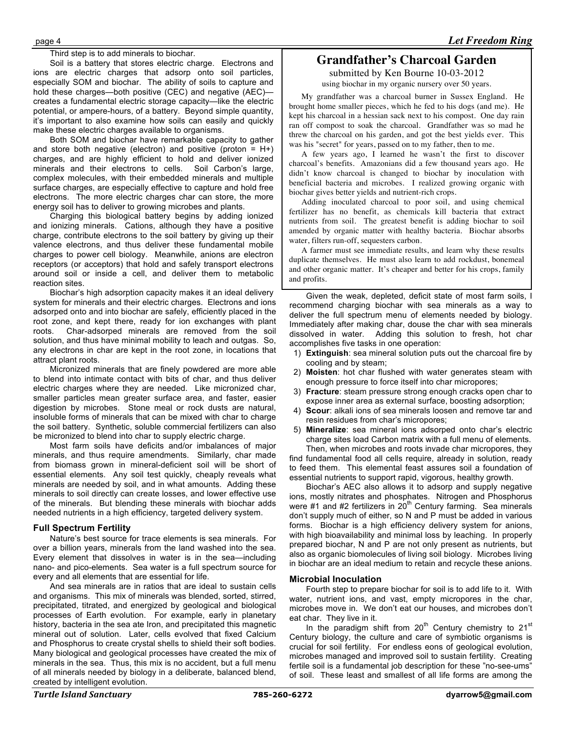Third step is to add minerals to biochar.

Soil is a battery that stores electric charge. Electrons and ions are electric charges that adsorp onto soil particles, especially SOM and biochar. The ability of soils to capture and hold these charges—both positive (CEC) and negative (AEC)—creates a fundamental electric storage capacity—like the electric potential, or ampere-hours, of a battery. Beyond simple quantity, it's important to also examine how soils can easily and quickly make these electric charges available to organisms.

Both SOM and biochar have remarkable capacity to gather and store both negative (electron) and positive (proton = H+) charges, and are highly efficient to hold and deliver ionized minerals and their electrons to cells. Soil Carbon's large, complex molecules, with their embedded minerals and multiple surface charges, are especially effective to capture and hold free electrons. The more electric charges char can store, the more energy soil has to deliver to growing microbes and plants.

Charging this biological battery begins by adding ionized and ionizing minerals. Cations, although they have a positive charge, contribute electrons to the soil battery by giving up their valence electrons, and thus deliver these fundamental mobile charges to power cell biology. Meanwhile, anions are electron receptors (or acceptors) that hold and safely transport electrons around soil or inside a cell, and deliver them to metabolic reaction sites.

Biochar's high adsorption capacity makes it an ideal delivery system for minerals and their electric charges. Electrons and ions adsorped onto and into biochar are safely, efficiently placed in the root zone, and kept there, ready for ion exchanges with plant roots. Char-adsorped minerals are removed from the soil solution, and thus have minimal mobility to leach and outgas. So, any electrons in char are kept in the root zone, in locations that attract plant roots.

Micronized minerals that are finely powdered are more able to blend into intimate contact with bits of char, and thus deliver electric charges where they are needed. Like micronized char, smaller particles mean greater surface area, and faster, easier digestion by microbes. Stone meal or rock dusts are natural, insoluble forms of minerals that can be mixed with char to charge the soil battery. Synthetic, soluble commercial fertilizers can also be micronized to blend into char to supply electric charge.

Most farm soils have deficits and/or imbalances of major minerals, and thus require amendments. Similarly, char made from biomass grown in mineral-deficient soil will be short of essential elements. Any soil test quickly, cheaply reveals what minerals are needed by soil, and in what amounts. Adding these minerals to soil directly can create losses, and lower effective use of the minerals. But blending these minerals with biochar adds needed nutrients in a high efficiency, targeted delivery system.

### Full Spectrum Fertility

Nature's best source for trace elements is sea minerals. For over a billion years, minerals from the land washed into the sea. Every element that dissolves in water is in the sea—including nano- and pico-elements. Sea water is a full spectrum source for every and all elements that are essential for life.

And sea minerals are in ratios that are ideal to sustain cells and organisms. This mix of minerals was blended, sorted, stirred, precipitated, titrated, and energized by geological and biological processes of Earth evolution. For example, early in planetary history, bacteria in the sea ate Iron, and precipitated this magnetic mineral out of solution. Later, cells evolved that fixed Calcium and Phosphorus to create crystal shells to shield their soft bodies. Many biological and geological processes have created the mix of minerals in the sea. Thus, this mix is no accident, but a full menu of all minerals needed by biology in a deliberate, balanced blend, created by intelligent evolution.

## Grandfather's Charcoal Garden

submitted by Ken Bourne 10-03-2012

using biochar in my organic nursery over 50 years.

My grandfather was a charcoal burner in Sussex England. He brought home smaller pieces, which he fed to his dogs (and me). He kept his charcoal in a hessian sack next to his compost. One day rain ran off compost to soak the charcoal. Grandfather was so mad he threw the charcoal on his garden, and got the best yields ever. This was his "secret" for years, passed on to my father, then to me.

A few years ago, I learned he wasn't the first to discover charcoal's benefits. Amazonians did a few thousand years ago. He didn't know charcoal is changed to biochar by inoculation with beneficial bacteria and microbes. I realized growing organic with biochar gives better yields and nutrient-rich crops.

Adding inoculated charcoal to poor soil, and using chemical fertilizer has no benefit, as chemicals kill bacteria that extract nutrients from soil. The greatest benefit is adding biochar to soil amended by organic matter with healthy bacteria. Biochar absorbs water, filters run-off, sequesters carbon.

A farmer must see immediate results, and learn why these results duplicate themselves. He must also learn to add rockdust, bonemeal and other organic matter. It's cheaper and better for his crops, family and profits.

---

Given the weak, depleted, deficit state of most farm soils, I recommend charging biochar with sea minerals as a way to deliver the full spectrum menu of elements needed by biology. Immediately after making char, douse the char with sea minerals dissolved in water. Adding this solution to fresh, hot char accomplishes five tasks in one operation:

1) **Extinguish**: sea mineral solution puts out the charcoal fire by cooling and by steam;
2) **Moisten**: hot char flushed with water generates steam with enough pressure to force itself into char micropores;
3) **Fracture**: steam pressure strong enough cracks open char to expose inner area as external surface, boosting adsorption;
4) **Scour**: alkali ions of sea minerals loosen and remove tar and resin residues from char's micropores;
5) **Mineralize**: sea mineral ions adsorped onto char's electric charge sites load Carbon matrix with a full menu of elements.

Then, when microbes and roots invade char micropores, they find fundamental food all cells require, already in solution, ready to feed them. This elemental feast assures soil a foundation of essential nutrients to support rapid, vigorous, healthy growth.

Biochar's AEC also allows it to adsorp and supply negative ions, mostly nitrates and phosphates. Nitrogen and Phosphorus were #1 and #2 fertilizers in 20th Century farming. Sea minerals don't supply much of either, so N and P must be added in various forms. Biochar is a high efficiency delivery system for anions, with high bioavailability and minimal loss by leaching. In properly prepared biochar, N and P are not only present as nutrients, but also as organic biomolecules of living soil biology. Microbes living in biochar are an ideal medium to retain and recycle these anions.

### Microbial Inoculation

Fourth step to prepare biochar for soil is to add life to it. With water, nutrient ions, and vast, empty micropores in the char, microbes move in. We don't eat our houses, and microbes don't eat char. They live in it.

In the paradigm shift from 20th Century chemistry to 21st Century biology, the culture and care of symbiotic organisms is crucial for soil fertility. For endless eons of geological evolution, microbes managed and improved soil to sustain fertility. Creating fertile soil is a fundamental job description for these "no-see-ums" of soil. These least and smallest of all life forms are among the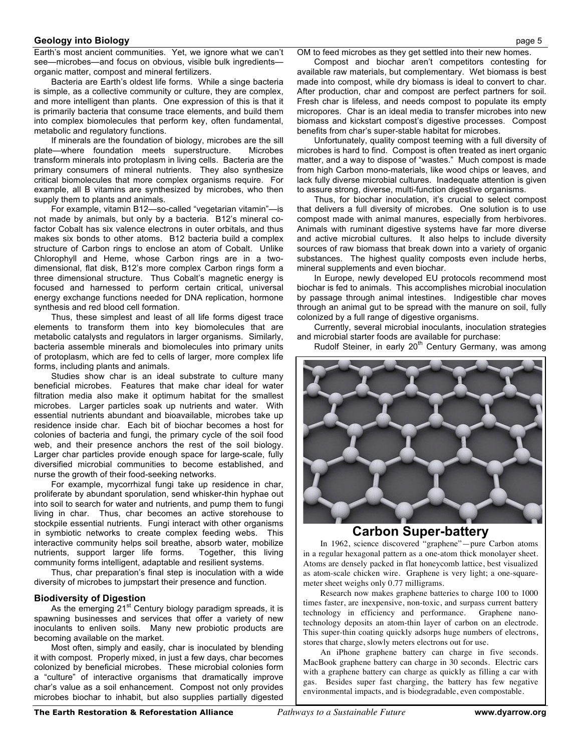Earth's most ancient communities. Yet, we ignore what we can't see—microbes—and focus on obvious, visible bulk ingredients—organic matter, compost and mineral fertilizers.

Bacteria are Earth's oldest life forms. While a singe bacteria is simple, as a collective community or culture, they are complex, and more intelligent than plants. One expression of this is that it is primarily bacteria that consume trace elements, and build them into complex biomolecules that perform key, often fundamental, metabolic and regulatory functions.

If minerals are the foundation of biology, microbes are the sill plate—where foundation meets superstructure. Microbes transform minerals into protoplasm in living cells. Bacteria are the primary consumers of mineral nutrients. They also synthesize critical biomolecules that more complex organisms require. For example, all B vitamins are synthesized by microbes, who then supply them to plants and animals.

For example, vitamin B12—so-called "vegetarian vitamin"—is not made by animals, but only by a bacteria. B12's mineral co-factor Cobalt has six valence electrons in outer orbitals, and thus makes six bonds to other atoms. B12 bacteria build a complex structure of Carbon rings to enclose an atom of Cobalt. Unlike Chlorophyll and Heme, whose Carbon rings are in a two-dimensional, flat disk, B12's more complex Carbon rings form a three dimensional structure. Thus Cobalt's magnetic energy is focused and harnessed to perform certain critical, universal energy exchange functions needed for DNA replication, hormone synthesis and red blood cell formation.

Thus, these simplest and least of all life forms digest trace elements to transform them into key biomolecules that are metabolic catalysts and regulators in larger organisms. Similarly, bacteria assemble minerals and biomolecules into primary units of protoplasm, which are fed to cells of larger, more complex life forms, including plants and animals.

Studies show char is an ideal substrate to culture many beneficial microbes. Features that make char ideal for water filtration media also make it optimum habitat for the smallest microbes. Larger particles soak up nutrients and water. With essential nutrients abundant and bioavailable, microbes take up residence inside char. Each bit of biochar becomes a host for colonies of bacteria and fungi, the primary cycle of the soil food web, and their presence anchors the rest of the soil biology. Larger char particles provide enough space for large-scale, fully diversified microbial communities to become established, and nurse the growth of their food-seeking networks.

For example, mycorrhizal fungi take up residence in char, proliferate by abundant sporulation, send whisker-thin hyphae out into soil to search for water and nutrients, and pump them to fungi living in char. Thus, char becomes an active storehouse to stockpile essential nutrients. Fungi interact with other organisms in symbiotic networks to create complex feeding webs. This interactive community helps soil breathe, absorb water, mobilize nutrients, support larger life forms. Together, this living community forms intelligent, adaptable and resilient systems.

Thus, char preparation's final step is inoculation with a wide diversity of microbes to jumpstart their presence and function.

### Biodiversity of Digestion

As the emerging 21st Century biology paradigm spreads, it is spawning businesses and services that offer a variety of new inoculants to enliven soils. Many new probiotic products are becoming available on the market.

Most often, simply and easily, char is inoculated by blending it with compost. Properly mixed, in just a few days, char becomes colonized by beneficial microbes. These microbial colonies form a "culture" of interactive organisms that dramatically improve char's value as a soil enhancement. Compost not only provides microbes biochar to inhabit, but also supplies partially digested OM to feed microbes as they get settled into their new homes.

Compost and biochar aren't competitors contesting for available raw materials, but complementary. Wet biomass is best made into compost, while dry biomass is ideal to convert to char. After production, char and compost are perfect partners for soil. Fresh char is lifeless, and needs compost to populate its empty micropores. Char is an ideal media to transfer microbes into new biomass and kickstart compost's digestive processes. Compost benefits from char's super-stable habitat for microbes.

Unfortunately, quality compost teeming with a full diversity of microbes is hard to find. Compost is often treated as inert organic matter, and a way to dispose of "wastes." Much compost is made from high Carbon mono-materials, like wood chips or leaves, and lack fully diverse microbial cultures. Inadequate attention is given to assure strong, diverse, multi-function digestive organisms.

Thus, for biochar inoculation, it's crucial to select compost that delivers a full diversity of microbes. One solution is to use compost made with animal manures, especially from herbivores. Animals with ruminant digestive systems have far more diverse and active microbial cultures. It also helps to include diversity sources of raw biomass that break down into a variety of organic substances. The highest quality composts even include herbs, mineral supplements and even biochar.

In Europe, newly developed EU protocols recommend most biochar is fed to animals. This accomplishes microbial inoculation by passage through animal intestines. Indigestible char moves through an animal gut to be spread with the manure on soil, fully colonized by a full range of digestive organisms.

Currently, several microbial inoculants, inoculation strategies and microbial starter foods are available for purchase:

Rudolf Steiner, in early 20th Century Germany, was among

---

### Carbon Super-battery

In 1962, science discovered "graphene"—pure Carbon atoms in a regular hexagonal pattern as a one-atom thick monolayer sheet. Atoms are densely packed in flat honeycomb lattice, best visualized as atom-scale chicken wire. Graphene is very light; a one-square-meter sheet weighs only 0.77 milligrams.

Research now makes graphene batteries to charge 100 to 1000 times faster, are inexpensive, non-toxic, and surpass current battery technology in efficiency and performance. Graphene nano-technology deposits an atom-thin layer of carbon on an electrode. This super-thin coating quickly adsorps huge numbers of electrons, stores that charge, slowly meters electrons out for use.

An iPhone graphene battery can charge in five seconds. MacBook graphene battery can charge in 30 seconds. Electric cars with a graphene battery can charge as quickly as filling a car with gas. Besides super fast charging, the battery has few negative environmental impacts, and is biodegradable, even compostable.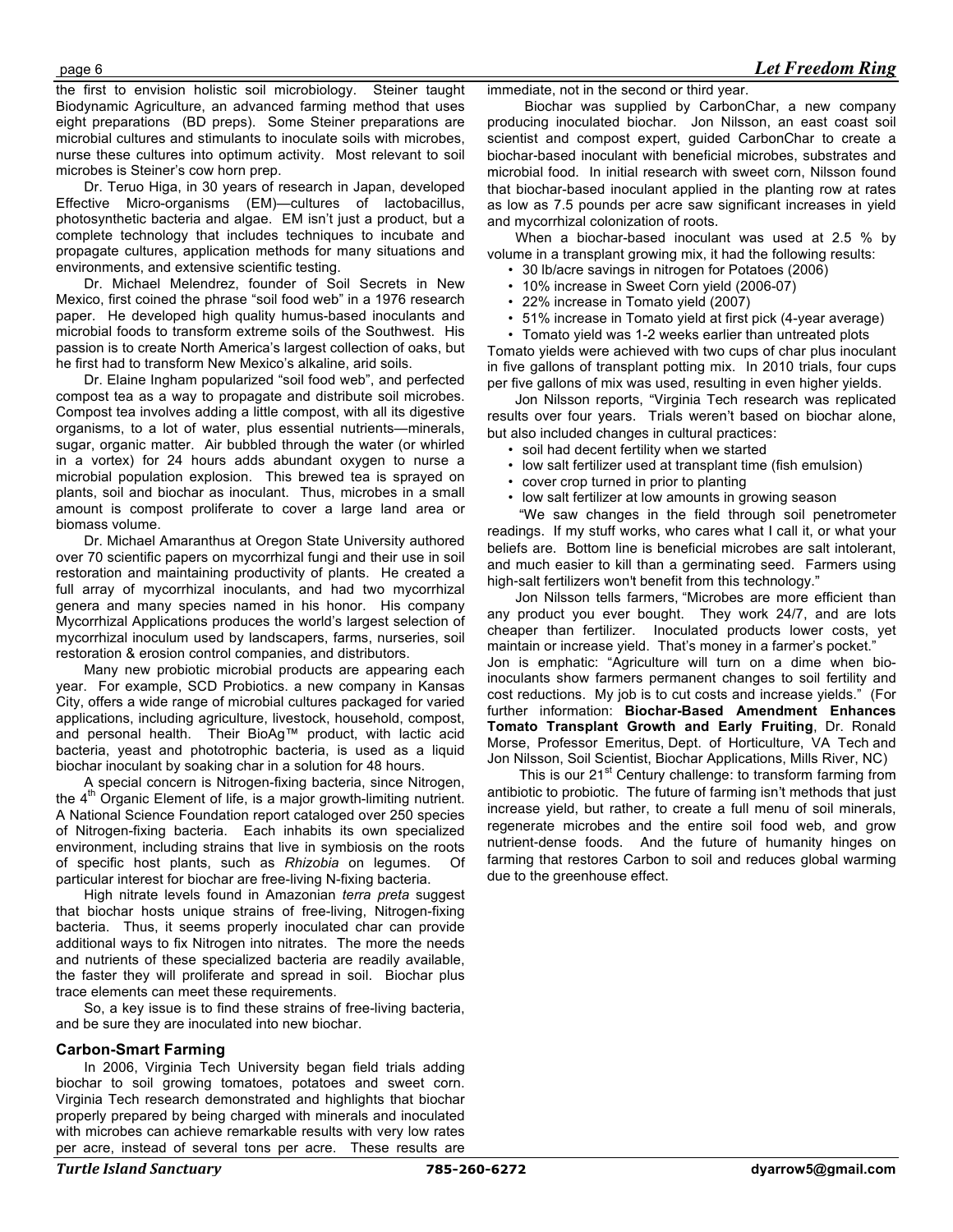the first to envision holistic soil microbiology. Steiner taught Biodynamic Agriculture, an advanced farming method that uses eight preparations (BD preps). Some Steiner preparations are microbial cultures and stimulants to inoculate soils with microbes, nurse these cultures into optimum activity. Most relevant to soil microbes is Steiner's cow horn prep.

Dr. Teruo Higa, in 30 years of research in Japan, developed Effective Micro-organisms (EM)—cultures of lactobacillus, photosynthetic bacteria and algae. EM isn't just a product, but a complete technology that includes techniques to incubate and propagate cultures, application methods for many situations and environments, and extensive scientific testing.

Dr. Michael Melendrez, founder of Soil Secrets in New Mexico, first coined the phrase "soil food web" in a 1976 research paper. He developed high quality humus-based inoculants and microbial foods to transform extreme soils of the Southwest. His passion is to create North America's largest collection of oaks, but he first had to transform New Mexico's alkaline, arid soils.

Dr. Elaine Ingham popularized "soil food web", and perfected compost tea as a way to propagate and distribute soil microbes. Compost tea involves adding a little compost, with all its digestive organisms, to a lot of water, plus essential nutrients—minerals, sugar, organic matter. Air bubbled through the water (or whirled in a vortex) for 24 hours adds abundant oxygen to nurse a microbial population explosion. This brewed tea is sprayed on plants, soil and biochar as inoculant. Thus, microbes in a small amount is compost proliferate to cover a large land area or biomass volume.

Dr. Michael Amaranthus at Oregon State University authored over 70 scientific papers on mycorrhizal fungi and their use in soil restoration and maintaining productivity of plants. He created a full array of mycorrhizal inoculants, and had two mycorrhizal genera and many species named in his honor. His company Mycorrhizal Applications produces the world's largest selection of mycorrhizal inoculum used by landscapers, farms, nurseries, soil restoration & erosion control companies, and distributors.

Many new probiotic microbial products are appearing each year. For example, SCD Probiotics. a new company in Kansas City, offers a wide range of microbial cultures packaged for varied applications, including agriculture, livestock, household, compost, and personal health. Their BioAg™ product, with lactic acid bacteria, yeast and phototrophic bacteria, is used as a liquid biochar inoculant by soaking char in a solution for 48 hours.

A special concern is Nitrogen-fixing bacteria, since Nitrogen, the 4th Organic Element of life, is a major growth-limiting nutrient. A National Science Foundation report cataloged over 250 species of Nitrogen-fixing bacteria. Each inhabits its own specialized environment, including strains that live in symbiosis on the roots of specific host plants, such as *Rhizobia* on legumes. Of particular interest for biochar are free-living N-fixing bacteria.

High nitrate levels found in Amazonian *terra preta* suggest that biochar hosts unique strains of free-living, Nitrogen-fixing bacteria. Thus, it seems properly inoculated char can provide additional ways to fix Nitrogen into nitrates. The more the needs and nutrients of these specialized bacteria are readily available, the faster they will proliferate and spread in soil. Biochar plus trace elements can meet these requirements.

So, a key issue is to find these strains of free-living bacteria, and be sure they are inoculated into new biochar.

### Carbon-Smart Farming

In 2006, Virginia Tech University began field trials adding biochar to soil growing tomatoes, potatoes and sweet corn. Virginia Tech research demonstrated and highlights that biochar properly prepared by being charged with minerals and inoculated with microbes can achieve remarkable results with very low rates per acre, instead of several tons per acre. These results are immediate, not in the second or third year.

Biochar was supplied by CarbonChar, a new company producing inoculated biochar. Jon Nilsson, an east coast soil scientist and compost expert, guided CarbonChar to create a biochar-based inoculant with beneficial microbes, substrates and microbial food. In initial research with sweet corn, Nilsson found that biochar-based inoculant applied in the planting row at rates as low as 7.5 pounds per acre saw significant increases in yield and mycorrhizal colonization of roots.

When a biochar-based inoculant was used at 2.5 % by volume in a transplant growing mix, it had the following results:

- 30 lb/acre savings in nitrogen for Potatoes (2006)
- 10% increase in Sweet Corn yield (2006-07)
- 22% increase in Tomato yield (2007)
- 51% increase in Tomato yield at first pick (4-year average)
- Tomato yield was 1-2 weeks earlier than untreated plots

Tomato yields were achieved with two cups of char plus inoculant in five gallons of transplant potting mix. In 2010 trials, four cups per five gallons of mix was used, resulting in even higher yields.

Jon Nilsson reports, "Virginia Tech research was replicated results over four years. Trials weren't based on biochar alone, but also included changes in cultural practices:

- soil had decent fertility when we started
- low salt fertilizer used at transplant time (fish emulsion)
- cover crop turned in prior to planting
- low salt fertilizer at low amounts in growing season

"We saw changes in the field through soil penetrometer readings. If my stuff works, who cares what I call it, or what your beliefs are. Bottom line is beneficial microbes are salt intolerant, and much easier to kill than a germinating seed. Farmers using high-salt fertilizers won't benefit from this technology."

Jon Nilsson tells farmers, "Microbes are more efficient than any product you ever bought. They work 24/7, and are lots cheaper than fertilizer. Inoculated products lower costs, yet maintain or increase yield. That's money in a farmer's pocket." Jon is emphatic: "Agriculture will turn on a dime when bio-inoculants show farmers permanent changes to soil fertility and cost reductions. My job is to cut costs and increase yields." (For further information: **Biochar-Based Amendment Enhances Tomato Transplant Growth and Early Fruiting**, Dr. Ronald Morse, Professor Emeritus, Dept. of Horticulture, VA Tech and Jon Nilsson, Soil Scientist, Biochar Applications, Mills River, NC)

This is our 21st Century challenge: to transform farming from antibiotic to probiotic. The future of farming isn't methods that just increase yield, but rather, to create a full menu of soil minerals, regenerate microbes and the entire soil food web, and grow nutrient-dense foods. And the future of humanity hinges on farming that restores Carbon to soil and reduces global warming due to the greenhouse effect.